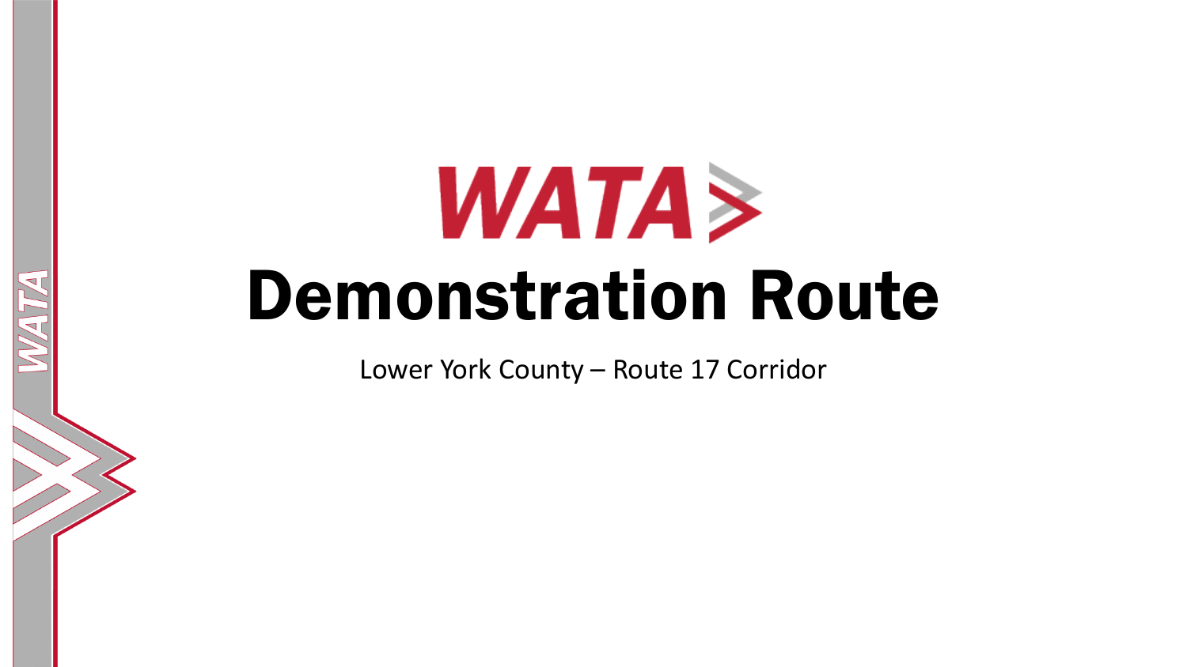WATA

# Demonstration Route

Lower York County – Route 17 Corridor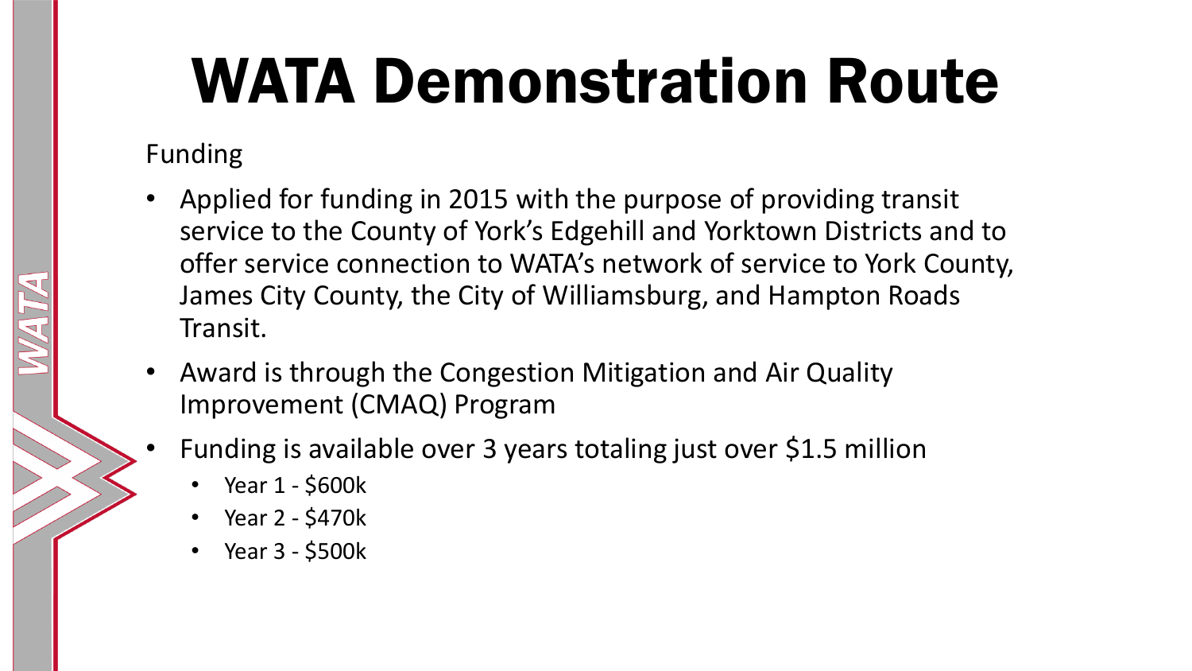# WATA Demonstration Route

Funding

- Applied for funding in 2015 with the purpose of providing transit service to the County of York's Edgehill and Yorktown Districts and to offer service connection to WATA's network of service to York County, James City County, the City of Williamsburg, and Hampton Roads Transit.
- Award is through the Congestion Mitigation and Air Quality Improvement (CMAQ) Program
- Funding is available over 3 years totaling just over $1.5 million
  - Year 1 - $600k
  - Year 2 - $470k
  - Year 3 - $500k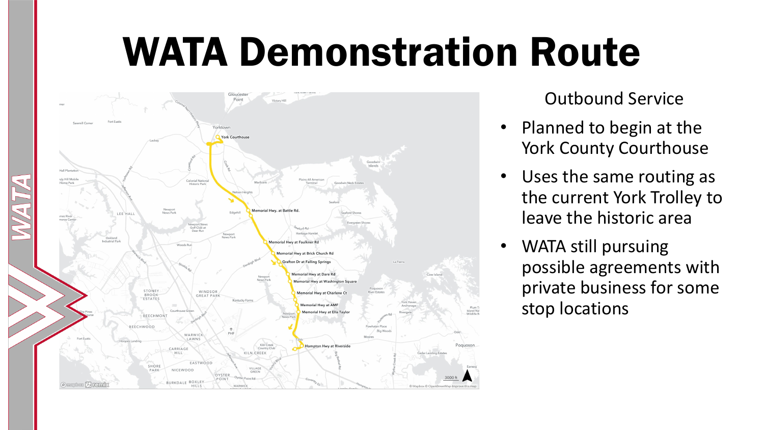# WATA Demonstration Route

Outbound Service

- Planned to begin at the York County Courthouse
- Uses the same routing as the current York Trolley to leave the historic area
- WATA still pursuing possible agreements with private business for some stop locations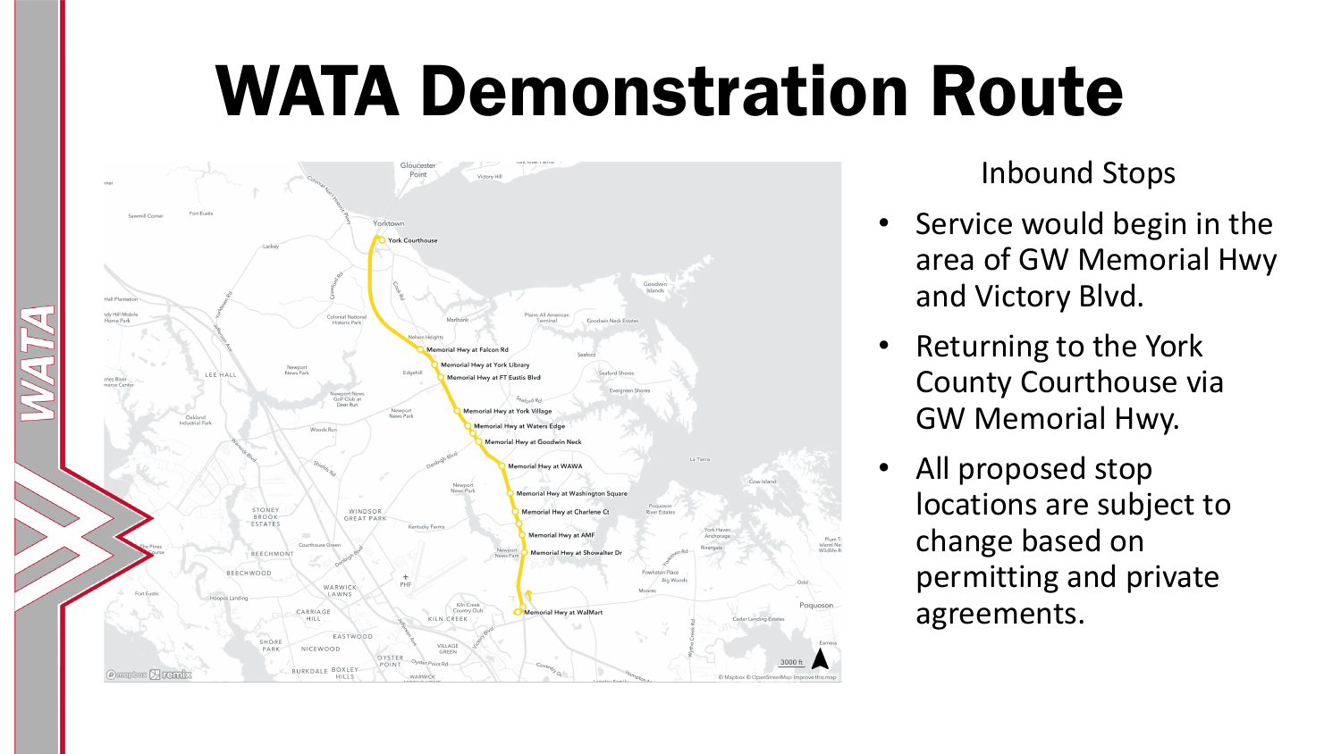# WATA Demonstration Route

Inbound Stops

- Service would begin in the area of GW Memorial Hwy and Victory Blvd.
- Returning to the York County Courthouse via GW Memorial Hwy.
- All proposed stop locations are subject to change based on permitting and private agreements.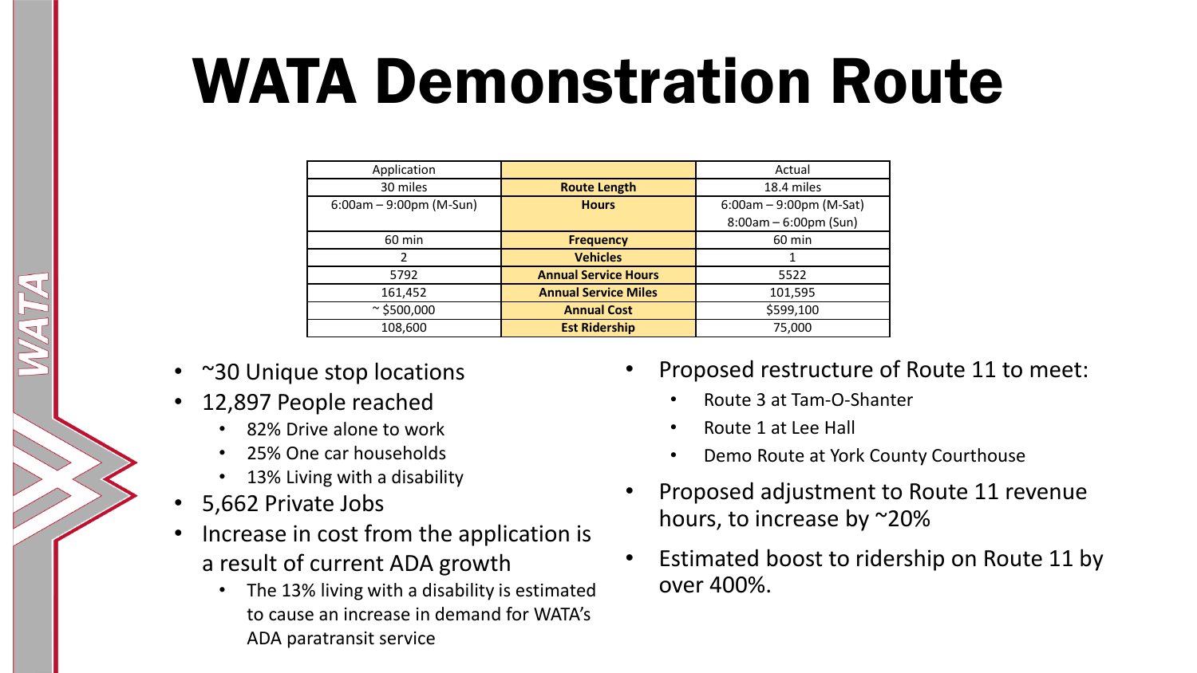# WATA Demonstration Route

| Application | | Actual |
|---|---|---|
| 30 miles | **Route Length** | 18.4 miles |
| 6:00am – 9:00pm (M-Sun) | **Hours** | 6:00am – 9:00pm (M-Sat)<br>8:00am – 6:00pm (Sun) |
| 60 min | **Frequency** | 60 min |
| 2 | **Vehicles** | 1 |
| 5792 | **Annual Service Hours** | 5522 |
| 161,452 | **Annual Service Miles** | 101,595 |
| ~ $500,000 | **Annual Cost** | $599,100 |
| 108,600 | **Est Ridership** | 75,000 |

- ~30 Unique stop locations
- 12,897 People reached
  - 82% Drive alone to work
  - 25% One car households
  - 13% Living with a disability
- 5,662 Private Jobs
- Increase in cost from the application is a result of current ADA growth
  - The 13% living with a disability is estimated to cause an increase in demand for WATA's ADA paratransit service

- Proposed restructure of Route 11 to meet:
  - Route 3 at Tam-O-Shanter
  - Route 1 at Lee Hall
  - Demo Route at York County Courthouse
- Proposed adjustment to Route 11 revenue hours, to increase by ~20%
- Estimated boost to ridership on Route 11 by over 400%.